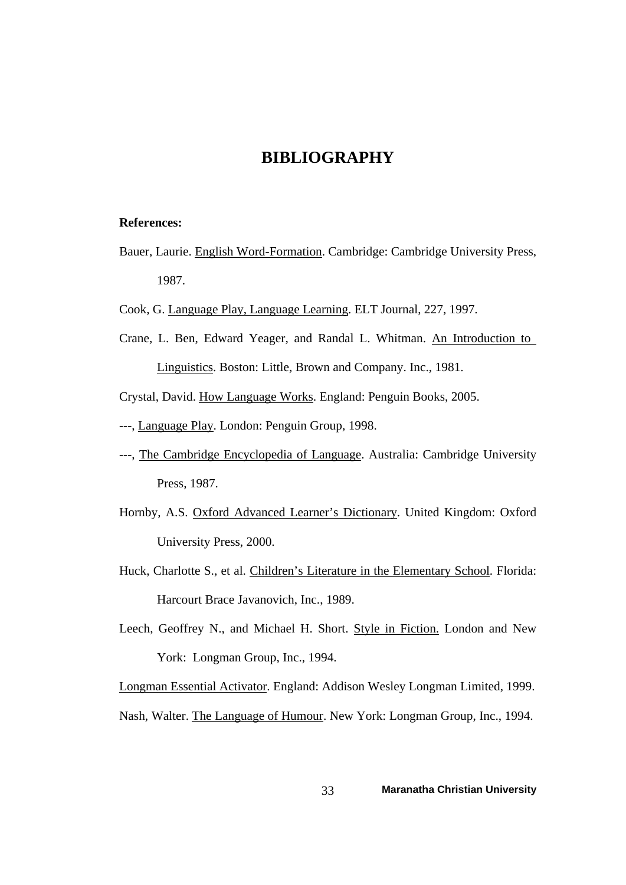# BIBLIOGRAPHY

**References:**

Bauer, Laurie. English Word-Formation. Cambridge: Cambridge University Press, 1987.

Cook, G. Language Play, Language Learning. ELT Journal, 227, 1997.

Crane, L. Ben, Edward Yeager, and Randal L. Whitman. An Introduction to Linguistics. Boston: Little, Brown and Company. Inc., 1981.

Crystal, David. How Language Works. England: Penguin Books, 2005.

---, Language Play. London: Penguin Group, 1998.

---, The Cambridge Encyclopedia of Language. Australia: Cambridge University Press, 1987.

Hornby, A.S. Oxford Advanced Learner's Dictionary. United Kingdom: Oxford University Press, 2000.

Huck, Charlotte S., et al. Children's Literature in the Elementary School. Florida: Harcourt Brace Javanovich, Inc., 1989.

Leech, Geoffrey N., and Michael H. Short. Style in Fiction. London and New York: Longman Group, Inc., 1994.

Longman Essential Activator. England: Addison Wesley Longman Limited, 1999.

Nash, Walter. The Language of Humour. New York: Longman Group, Inc., 1994.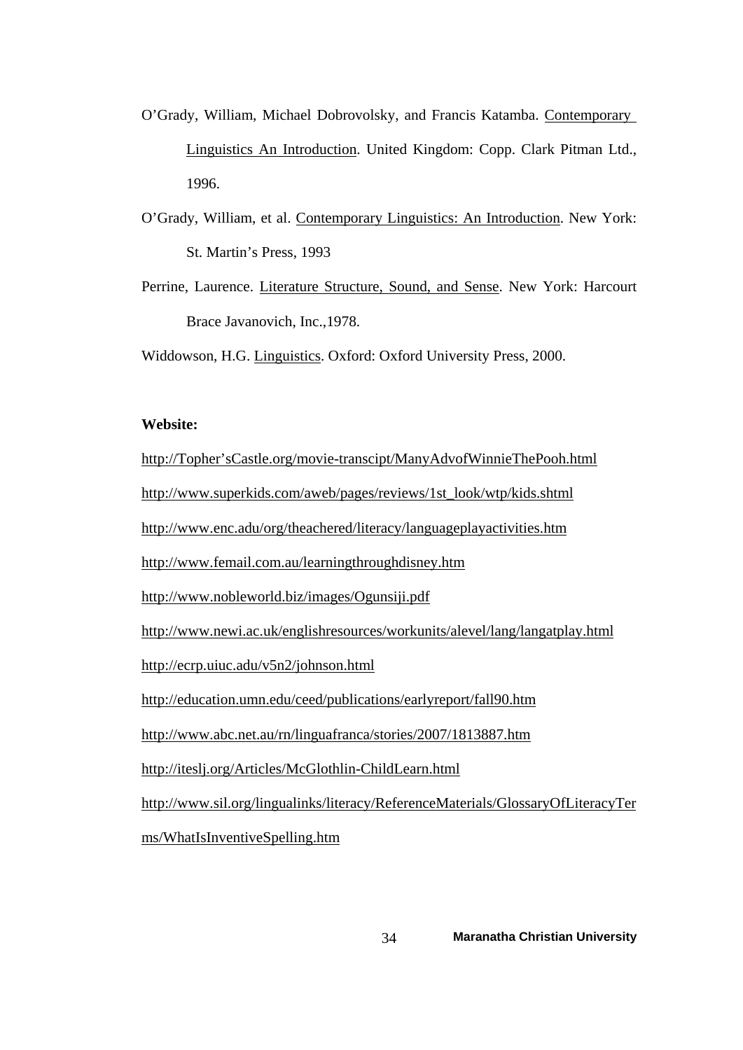O'Grady, William, Michael Dobrovolsky, and Francis Katamba. Contemporary Linguistics An Introduction. United Kingdom: Copp. Clark Pitman Ltd., 1996.

O'Grady, William, et al. Contemporary Linguistics: An Introduction. New York: St. Martin's Press, 1993

Perrine, Laurence. Literature Structure, Sound, and Sense. New York: Harcourt Brace Javanovich, Inc.,1978.

Widdowson, H.G. Linguistics. Oxford: Oxford University Press, 2000.

**Website:**

http://Topher'sCastle.org/movie-transcipt/ManyAdvofWinnieThePooh.html

http://www.superkids.com/aweb/pages/reviews/1st_look/wtp/kids.shtml

http://www.enc.adu/org/theachered/literacy/languageplayactivities.htm

http://www.femail.com.au/learningthroughdisney.htm

http://www.nobleworld.biz/images/Ogunsiji.pdf

http://www.newi.ac.uk/englishresources/workunits/alevel/lang/langatplay.html

http://ecrp.uiuc.adu/v5n2/johnson.html

http://education.umn.edu/ceed/publications/earlyreport/fall90.htm

http://www.abc.net.au/rn/linguafranca/stories/2007/1813887.htm

http://iteslj.org/Articles/McGlothlin-ChildLearn.html

http://www.sil.org/lingualinks/literacy/ReferenceMaterials/GlossaryOfLiteracyTerms/WhatIsInventiveSpelling.htm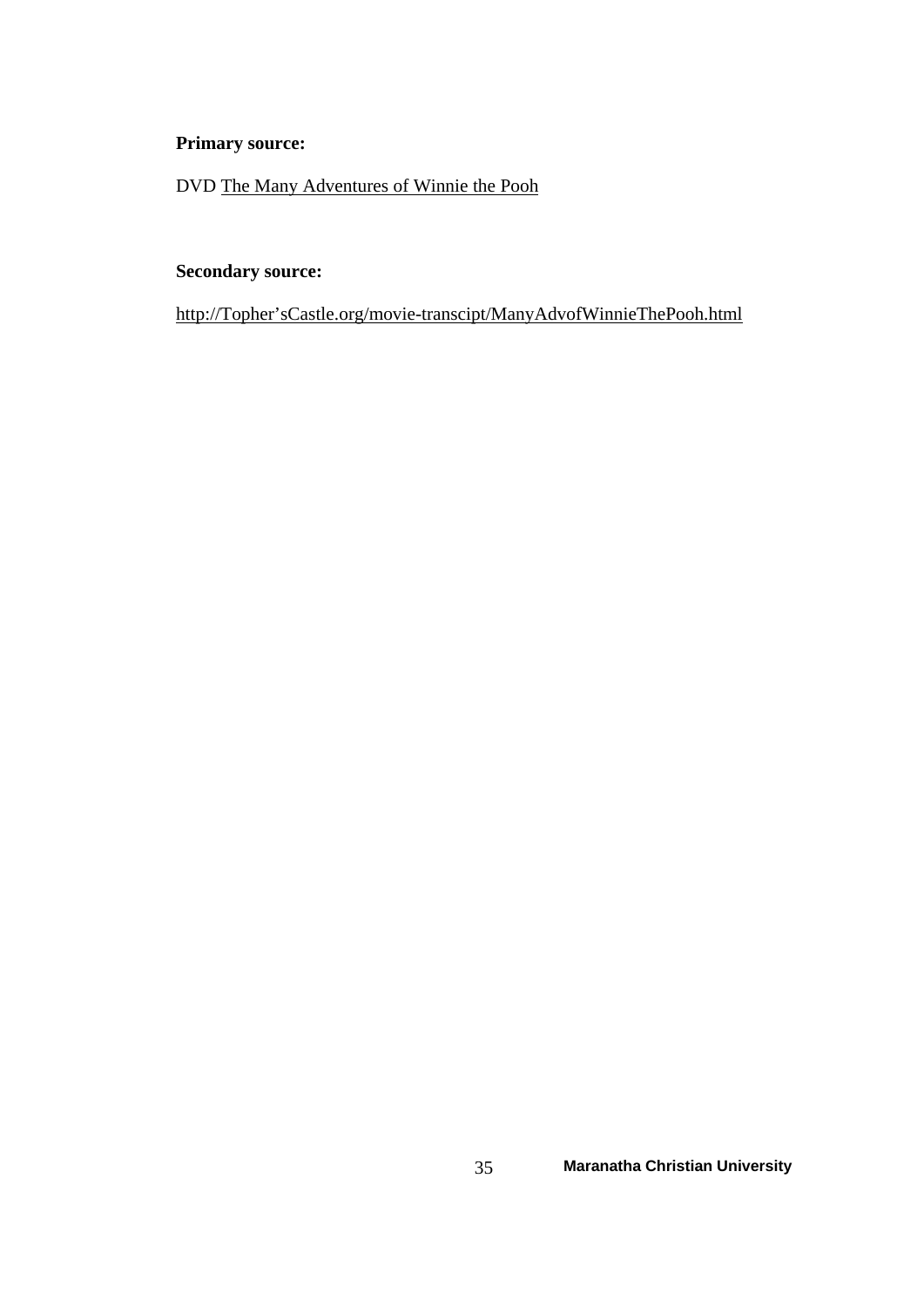**Primary source:**

DVD The Many Adventures of Winnie the Pooh

**Secondary source:**

http://Topher'sCastle.org/movie-transcipt/ManyAdvofWinnieThePooh.html

Maranatha Christian University